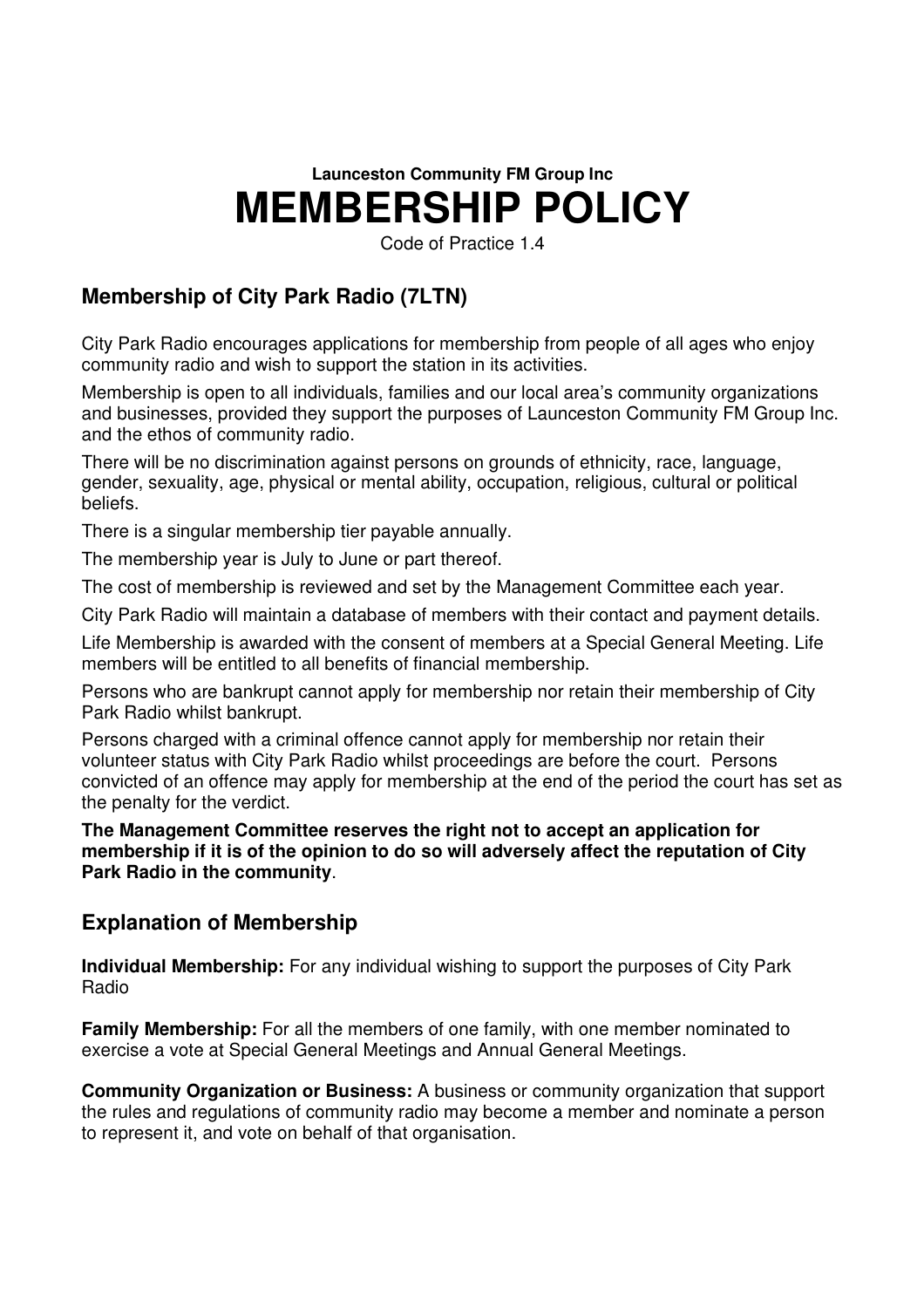**Launceston Community FM Group Inc**

# MEMBERSHIP POLICY

Code of Practice 1.4

## Membership of City Park Radio (7LTN)

City Park Radio encourages applications for membership from people of all ages who enjoy community radio and wish to support the station in its activities.

Membership is open to all individuals, families and our local area's community organizations and businesses, provided they support the purposes of Launceston Community FM Group Inc. and the ethos of community radio.

There will be no discrimination against persons on grounds of ethnicity, race, language, gender, sexuality, age, physical or mental ability, occupation, religious, cultural or political beliefs.

There is a singular membership tier payable annually.

The membership year is July to June or part thereof.

The cost of membership is reviewed and set by the Management Committee each year.

City Park Radio will maintain a database of members with their contact and payment details.

Life Membership is awarded with the consent of members at a Special General Meeting. Life members will be entitled to all benefits of financial membership.

Persons who are bankrupt cannot apply for membership nor retain their membership of City Park Radio whilst bankrupt.

Persons charged with a criminal offence cannot apply for membership nor retain their volunteer status with City Park Radio whilst proceedings are before the court. Persons convicted of an offence may apply for membership at the end of the period the court has set as the penalty for the verdict.

**The Management Committee reserves the right not to accept an application for membership if it is of the opinion to do so will adversely affect the reputation of City Park Radio in the community**.

## Explanation of Membership

**Individual Membership:** For any individual wishing to support the purposes of City Park Radio

**Family Membership:** For all the members of one family, with one member nominated to exercise a vote at Special General Meetings and Annual General Meetings.

**Community Organization or Business:** A business or community organization that support the rules and regulations of community radio may become a member and nominate a person to represent it, and vote on behalf of that organisation.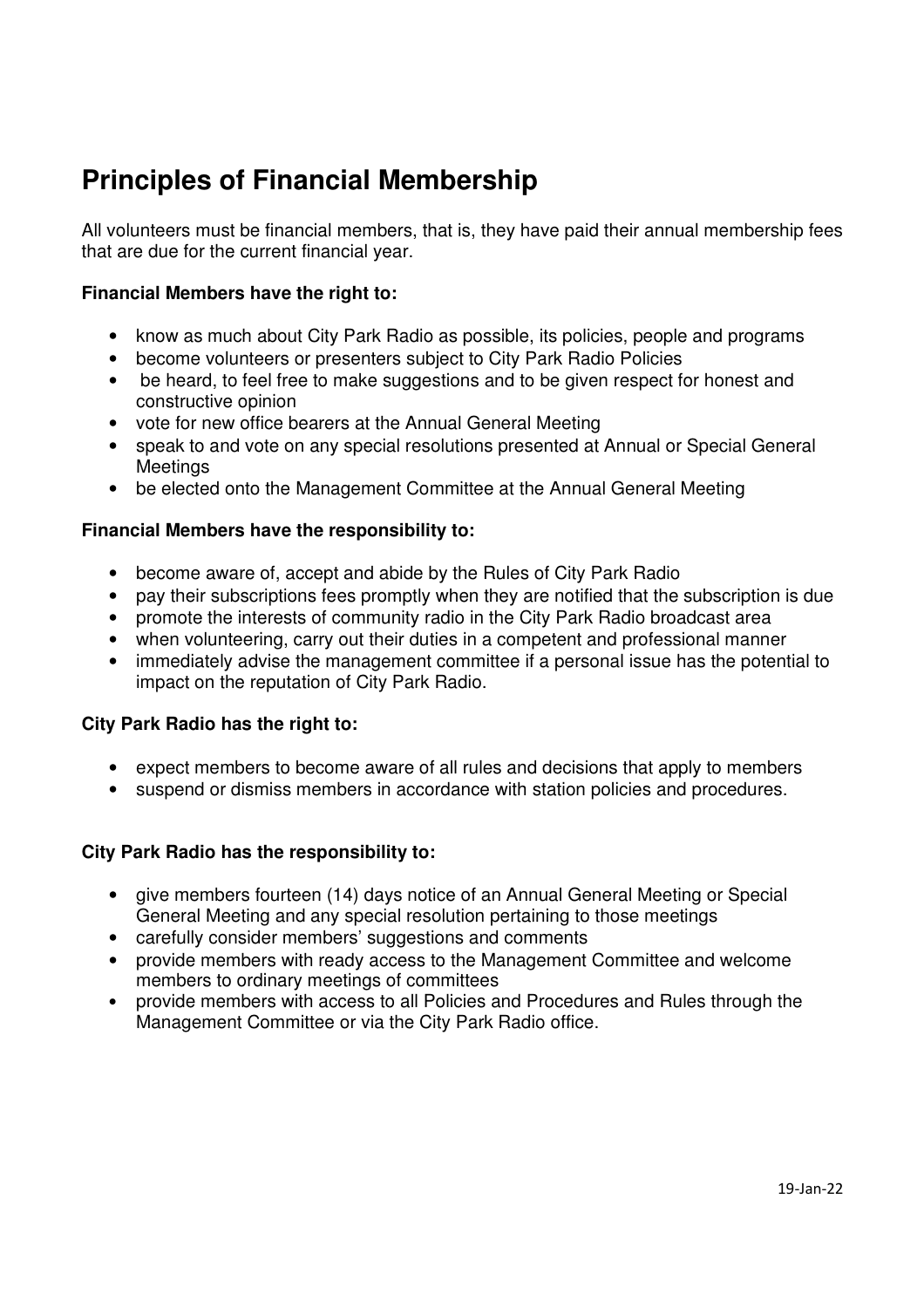# Principles of Financial Membership

All volunteers must be financial members, that is, they have paid their annual membership fees that are due for the current financial year.

**Financial Members have the right to:**

- know as much about City Park Radio as possible, its policies, people and programs
- become volunteers or presenters subject to City Park Radio Policies
- be heard, to feel free to make suggestions and to be given respect for honest and constructive opinion
- vote for new office bearers at the Annual General Meeting
- speak to and vote on any special resolutions presented at Annual or Special General Meetings
- be elected onto the Management Committee at the Annual General Meeting

**Financial Members have the responsibility to:**

- become aware of, accept and abide by the Rules of City Park Radio
- pay their subscriptions fees promptly when they are notified that the subscription is due
- promote the interests of community radio in the City Park Radio broadcast area
- when volunteering, carry out their duties in a competent and professional manner
- immediately advise the management committee if a personal issue has the potential to impact on the reputation of City Park Radio.

**City Park Radio has the right to:**

- expect members to become aware of all rules and decisions that apply to members
- suspend or dismiss members in accordance with station policies and procedures.

**City Park Radio has the responsibility to:**

- give members fourteen (14) days notice of an Annual General Meeting or Special General Meeting and any special resolution pertaining to those meetings
- carefully consider members' suggestions and comments
- provide members with ready access to the Management Committee and welcome members to ordinary meetings of committees
- provide members with access to all Policies and Procedures and Rules through the Management Committee or via the City Park Radio office.

19-Jan-22